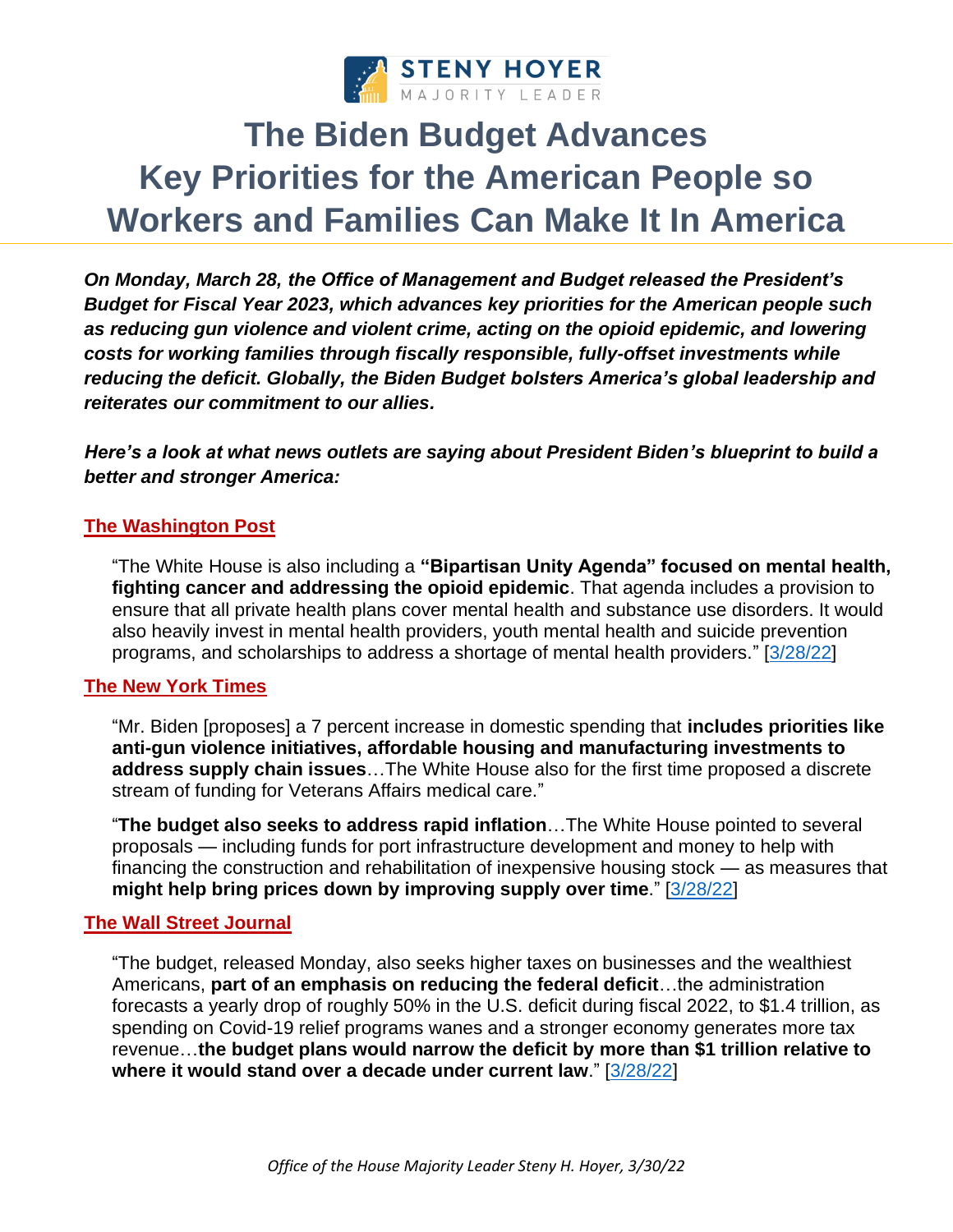STENY HOYER
MAJORITY LEADER

# The Biden Budget Advances Key Priorities for the American People so Workers and Families Can Make It In America

***On Monday, March 28, the Office of Management and Budget released the President's Budget for Fiscal Year 2023, which advances key priorities for the American people such as reducing gun violence and violent crime, acting on the opioid epidemic, and lowering costs for working families through fiscally responsible, fully-offset investments while reducing the deficit. Globally, the Biden Budget bolsters America's global leadership and reiterates our commitment to our allies.***

***Here's a look at what news outlets are saying about President Biden's blueprint to build a better and stronger America:***

**The Washington Post**

> "The White House is also including a **"Bipartisan Unity Agenda" focused on mental health, fighting cancer and addressing the opioid epidemic**. That agenda includes a provision to ensure that all private health plans cover mental health and substance use disorders. It would also heavily invest in mental health providers, youth mental health and suicide prevention programs, and scholarships to address a shortage of mental health providers." [3/28/22]

**The New York Times**

> "Mr. Biden [proposes] a 7 percent increase in domestic spending that **includes priorities like anti-gun violence initiatives, affordable housing and manufacturing investments to address supply chain issues**…The White House also for the first time proposed a discrete stream of funding for Veterans Affairs medical care."
>
> "**The budget also seeks to address rapid inflation**…The White House pointed to several proposals — including funds for port infrastructure development and money to help with financing the construction and rehabilitation of inexpensive housing stock — as measures that **might help bring prices down by improving supply over time**." [3/28/22]

**The Wall Street Journal**

> "The budget, released Monday, also seeks higher taxes on businesses and the wealthiest Americans, **part of an emphasis on reducing the federal deficit**…the administration forecasts a yearly drop of roughly 50% in the U.S. deficit during fiscal 2022, to $1.4 trillion, as spending on Covid-19 relief programs wanes and a stronger economy generates more tax revenue…**the budget plans would narrow the deficit by more than $1 trillion relative to where it would stand over a decade under current law**." [3/28/22]

*Office of the House Majority Leader Steny H. Hoyer, 3/30/22*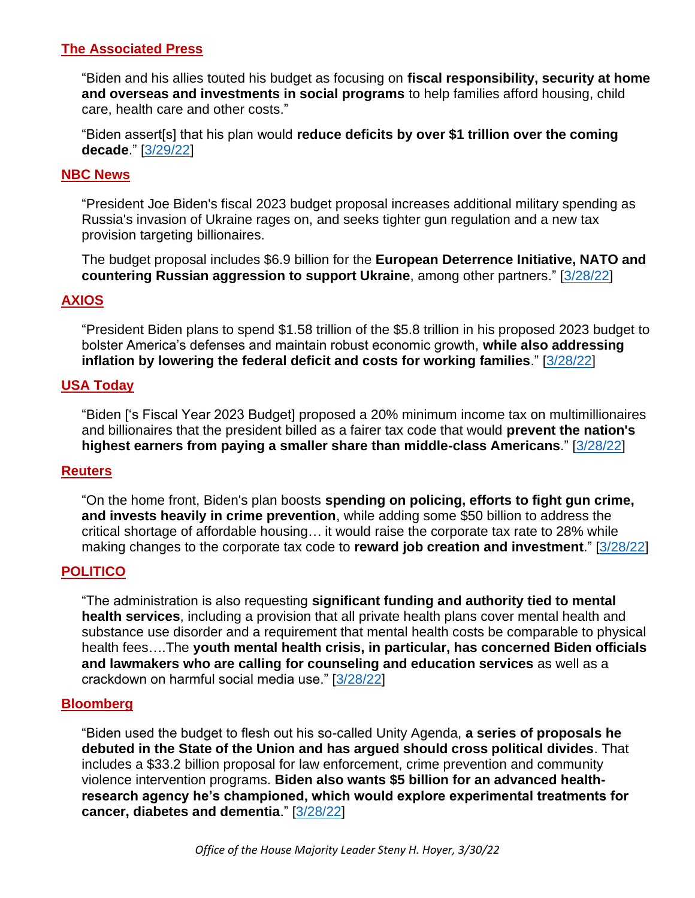### The Associated Press

"Biden and his allies touted his budget as focusing on **fiscal responsibility, security at home and overseas and investments in social programs** to help families afford housing, child care, health care and other costs."

"Biden assert[s] that his plan would **reduce deficits by over $1 trillion over the coming decade**." [3/29/22]

### NBC News

"President Joe Biden's fiscal 2023 budget proposal increases additional military spending as Russia's invasion of Ukraine rages on, and seeks tighter gun regulation and a new tax provision targeting billionaires.

The budget proposal includes $6.9 billion for the **European Deterrence Initiative, NATO and countering Russian aggression to support Ukraine**, among other partners." [3/28/22]

### AXIOS

"President Biden plans to spend $1.58 trillion of the $5.8 trillion in his proposed 2023 budget to bolster America's defenses and maintain robust economic growth, **while also addressing inflation by lowering the federal deficit and costs for working families**." [3/28/22]

### USA Today

"Biden ['s Fiscal Year 2023 Budget] proposed a 20% minimum income tax on multimillionaires and billionaires that the president billed as a fairer tax code that would **prevent the nation's highest earners from paying a smaller share than middle-class Americans**." [3/28/22]

### Reuters

"On the home front, Biden's plan boosts **spending on policing, efforts to fight gun crime, and invests heavily in crime prevention**, while adding some $50 billion to address the critical shortage of affordable housing… it would raise the corporate tax rate to 28% while making changes to the corporate tax code to **reward job creation and investment**." [3/28/22]

### POLITICO

"The administration is also requesting **significant funding and authority tied to mental health services**, including a provision that all private health plans cover mental health and substance use disorder and a requirement that mental health costs be comparable to physical health fees….The **youth mental health crisis, in particular, has concerned Biden officials and lawmakers who are calling for counseling and education services** as well as a crackdown on harmful social media use." [3/28/22]

### Bloomberg

"Biden used the budget to flesh out his so-called Unity Agenda, **a series of proposals he debuted in the State of the Union and has argued should cross political divides**. That includes a $33.2 billion proposal for law enforcement, crime prevention and community violence intervention programs. **Biden also wants $5 billion for an advanced health-research agency he's championed, which would explore experimental treatments for cancer, diabetes and dementia**." [3/28/22]

*Office of the House Majority Leader Steny H. Hoyer, 3/30/22*